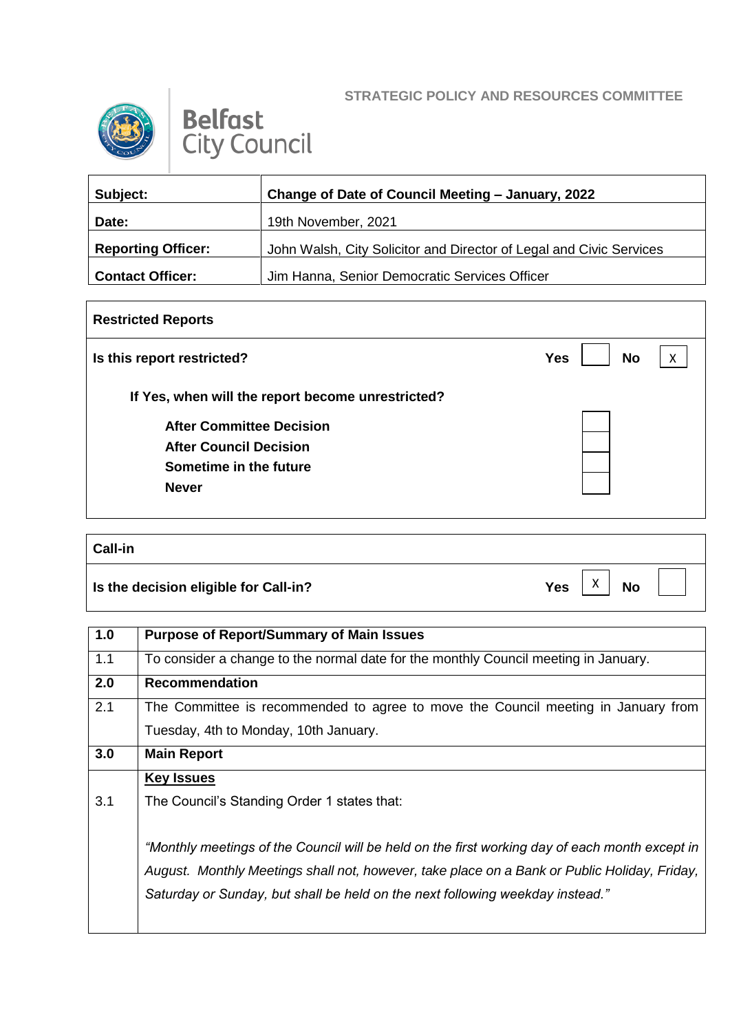**STRATEGIC POLICY AND RESOURCES COMMITTEE**

**Belfast City Council**

| **Subject:** | **Change of Date of Council Meeting – January, 2022** |
|---|---|
| **Date:** | 19th November, 2021 |
| **Reporting Officer:** | John Walsh, City Solicitor and Director of Legal and Civic Services |
| **Contact Officer:** | Jim Hanna, Senior Democratic Services Officer |

**Restricted Reports**

| | | | | |
|---|---|---|---|---|
| **Is this report restricted?** | **Yes** | | **No** | X |

**If Yes, when will the report become unrestricted?**

| | |
|---|---|
| **After Committee Decision** | |
| **After Council Decision** | |
| **Sometime in the future** | |
| **Never** | |

**Call-in**

| | | | | |
|---|---|---|---|---|
| **Is the decision eligible for Call-in?** | **Yes** | X | **No** | |

| **1.0** | **Purpose of Report/Summary of Main Issues** |
|---|---|
| 1.1 | To consider a change to the normal date for the monthly Council meeting in January. |
| **2.0** | **Recommendation** |
| 2.1 | The Committee is recommended to agree to move the Council meeting in January from Tuesday, 4th to Monday, 10th January. |
| **3.0** | **Main Report** |
| | **Key Issues** |
| 3.1 | The Council's Standing Order 1 states that:<br><br>*"Monthly meetings of the Council will be held on the first working day of each month except in August. Monthly Meetings shall not, however, take place on a Bank or Public Holiday, Friday, Saturday or Sunday, but shall be held on the next following weekday instead."* |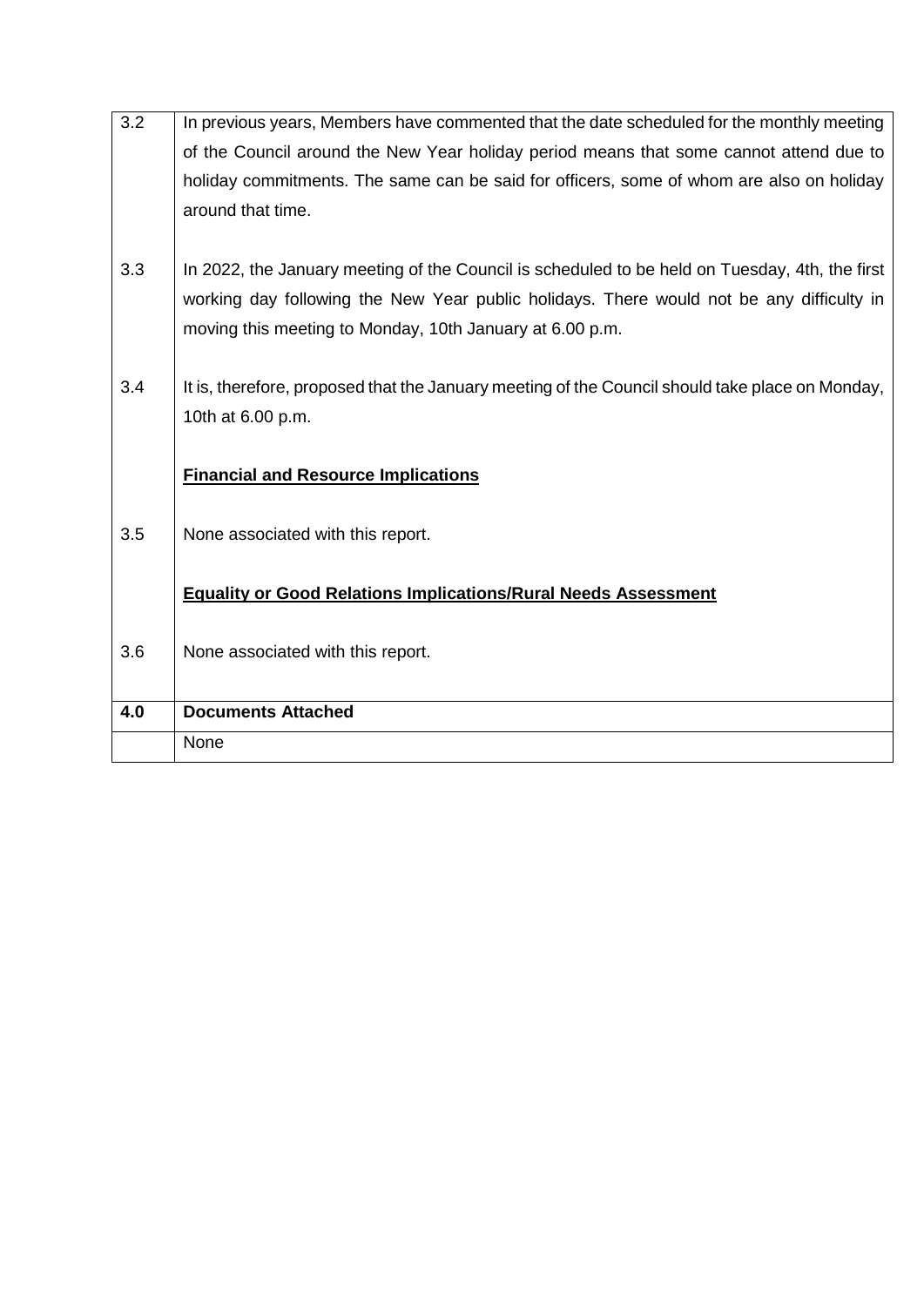| | |
|---|---|
| 3.2 | In previous years, Members have commented that the date scheduled for the monthly meeting of the Council around the New Year holiday period means that some cannot attend due to holiday commitments. The same can be said for officers, some of whom are also on holiday around that time. |
| 3.3 | In 2022, the January meeting of the Council is scheduled to be held on Tuesday, 4th, the first working day following the New Year public holidays. There would not be any difficulty in moving this meeting to Monday, 10th January at 6.00 p.m. |
| 3.4 | It is, therefore, proposed that the January meeting of the Council should take place on Monday, 10th at 6.00 p.m. |
| | **Financial and Resource Implications** |
| 3.5 | None associated with this report. |
| | **Equality or Good Relations Implications/Rural Needs Assessment** |
| 3.6 | None associated with this report. |
| **4.0** | **Documents Attached** |
| | None |